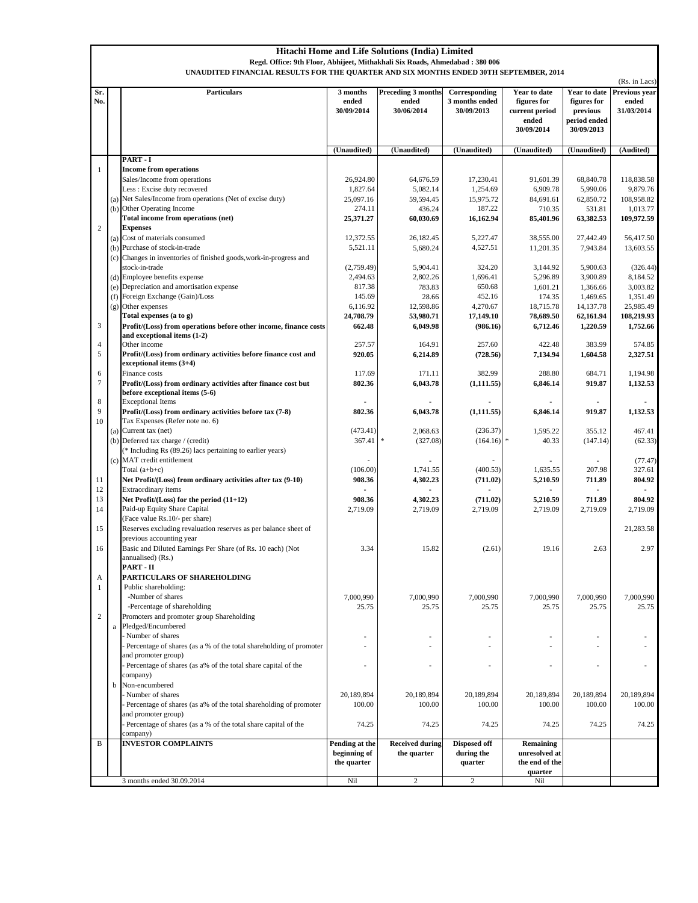# Hitachi Home and Life Solutions (India) Limited

**Regd. Office: 9th Floor, Abhijeet, Mithakhali Six Roads, Ahmedabad : 380 006**

**UNAUDITED FINANCIAL RESULTS FOR THE QUARTER AND SIX MONTHS ENDED 30TH SEPTEMBER, 2014**

(Rs. in Lacs)

| Sr. No. | | Particulars | 3 months ended 30/09/2014 | Preceding 3 months ended 30/06/2014 | Corresponding 3 months ended 30/09/2013 | Year to date figures for current period ended 30/09/2014 | Year to date figures for previous period ended 30/09/2013 | Previous year ended 31/03/2014 |
|---|---|---|---|---|---|---|---|---|
| | | | (Unaudited) | (Unaudited) | (Unaudited) | (Unaudited) | (Unaudited) | (Audited) |
| | | **PART - I** | | | | | | |
| 1 | | **Income from operations** | | | | | | |
| | | Sales/Income from operations | 26,924.80 | 64,676.59 | 17,230.41 | 91,601.39 | 68,840.78 | 118,838.58 |
| | | Less : Excise duty recovered | 1,827.64 | 5,082.14 | 1,254.69 | 6,909.78 | 5,990.06 | 9,879.76 |
| | (a) | Net Sales/Income from operations (Net of excise duty) | 25,097.16 | 59,594.45 | 15,975.72 | 84,691.61 | 62,850.72 | 108,958.82 |
| | (b) | Other Operating Income | 274.11 | 436.24 | 187.22 | 710.35 | 531.81 | 1,013.77 |
| | | **Total income from operations (net)** | **25,371.27** | **60,030.69** | **16,162.94** | **85,401.96** | **63,382.53** | **109,972.59** |
| 2 | | **Expenses** | | | | | | |
| | (a) | Cost of materials consumed | 12,372.55 | 26,182.45 | 5,227.47 | 38,555.00 | 27,442.49 | 56,417.50 |
| | (b) | Purchase of stock-in-trade | 5,521.11 | 5,680.24 | 4,527.51 | 11,201.35 | 7,943.84 | 13,603.55 |
| | (c) | Changes in inventories of finished goods,work-in-progress and stock-in-trade | (2,759.49) | 5,904.41 | 324.20 | 3,144.92 | 5,900.63 | (326.44) |
| | (d) | Employee benefits expense | 2,494.63 | 2,802.26 | 1,696.41 | 5,296.89 | 3,900.89 | 8,184.52 |
| | (e) | Depreciation and amortisation expense | 817.38 | 783.83 | 650.68 | 1,601.21 | 1,366.66 | 3,003.82 |
| | (f) | Foreign Exchange (Gain)/Loss | 145.69 | 28.66 | 452.16 | 174.35 | 1,469.65 | 1,351.49 |
| | (g) | Other expenses | 6,116.92 | 12,598.86 | 4,270.67 | 18,715.78 | 14,137.78 | 25,985.49 |
| | | **Total expenses (a to g)** | **24,708.79** | **53,980.71** | **17,149.10** | **78,689.50** | **62,161.94** | **108,219.93** |
| 3 | | **Profit/(Loss) from operations before other income, finance costs and exceptional items (1-2)** | **662.48** | **6,049.98** | **(986.16)** | **6,712.46** | **1,220.59** | **1,752.66** |
| 4 | | Other income | 257.57 | 164.91 | 257.60 | 422.48 | 383.99 | 574.85 |
| 5 | | **Profit/(Loss) from ordinary activities before finance cost and exceptional items (3+4)** | **920.05** | **6,214.89** | **(728.56)** | **7,134.94** | **1,604.58** | **2,327.51** |
| 6 | | Finance costs | 117.69 | 171.11 | 382.99 | 288.80 | 684.71 | 1,194.98 |
| 7 | | **Profit/(Loss) from ordinary activities after finance cost but before exceptional items (5-6)** | **802.36** | **6,043.78** | **(1,111.55)** | **6,846.14** | **919.87** | **1,132.53** |
| 8 | | Exceptional Items | - | - | - | - | - | - |
| 9 | | **Profit/(Loss) from ordinary activities before tax (7-8)** | **802.36** | **6,043.78** | **(1,111.55)** | **6,846.14** | **919.87** | **1,132.53** |
| 10 | | Tax Expenses (Refer note no. 6) | | | | | | |
| | (a) | Current tax (net) | (473.41) | 2,068.63 | (236.37) | 1,595.22 | 355.12 | 467.41 |
| | (b) | Deferred tax charge / (credit) | 367.41 | * (327.08) | (164.16) | * 40.33 | (147.14) | (62.33) |
| | | (* Including Rs (89.26) lacs pertaining to earlier years) | | | | | | |
| | (c) | MAT credit entitlement | - | - | - | - | - | (77.47) |
| | | Total (a+b+c) | (106.00) | 1,741.55 | (400.53) | 1,635.55 | 207.98 | 327.61 |
| 11 | | **Net Profit/(Loss) from ordinary activities after tax (9-10)** | **908.36** | **4,302.23** | **(711.02)** | **5,210.59** | **711.89** | **804.92** |
| 12 | | Extraordinary items | - | - | - | - | - | - |
| 13 | | **Net Profit/(Loss) for the period (11+12)** | **908.36** | **4,302.23** | **(711.02)** | **5,210.59** | **711.89** | **804.92** |
| 14 | | Paid-up Equity Share Capital (Face value Rs.10/- per share) | 2,719.09 | 2,719.09 | 2,719.09 | 2,719.09 | 2,719.09 | 2,719.09 |
| 15 | | Reserves excluding revaluation reserves as per balance sheet of previous accounting year | | | | | | 21,283.58 |
| 16 | | Basic and Diluted Earnings Per Share (of Rs. 10 each) (Not annualised) (Rs.) | 3.34 | 15.82 | (2.61) | 19.16 | 2.63 | 2.97 |
| | | **PART - II** | | | | | | |
| A | | **PARTICULARS OF SHAREHOLDING** | | | | | | |
| 1 | | Public shareholding: | | | | | | |
| | | -Number of shares | 7,000,990 | 7,000,990 | 7,000,990 | 7,000,990 | 7,000,990 | 7,000,990 |
| | | -Percentage of shareholding | 25.75 | 25.75 | 25.75 | 25.75 | 25.75 | 25.75 |
| 2 | | Promoters and promoter group Shareholding | | | | | | |
| | a | Pledged/Encumbered | | | | | | |
| | | - Number of shares | - | - | - | - | - | - |
| | | - Percentage of shares (as a % of the total shareholding of promoter and promoter group) | - | - | - | - | - | - |
| | | - Percentage of shares (as a% of the total share capital of the company) | - | - | - | - | - | - |
| | b | Non-encumbered | | | | | | |
| | | - Number of shares | 20,189,894 | 20,189,894 | 20,189,894 | 20,189,894 | 20,189,894 | 20,189,894 |
| | | - Percentage of shares (as a% of the total shareholding of promoter and promoter group) | 100.00 | 100.00 | 100.00 | 100.00 | 100.00 | 100.00 |
| | | - Percentage of shares (as a % of the total share capital of the company) | 74.25 | 74.25 | 74.25 | 74.25 | 74.25 | 74.25 |
| B | | **INVESTOR COMPLAINTS** | **Pending at the beginning of the quarter** | **Received during the quarter** | **Disposed off during the quarter** | **Remaining unresolved at the end of the quarter** | | |
| | | 3 months ended 30.09.2014 | Nil | 2 | 2 | Nil | | |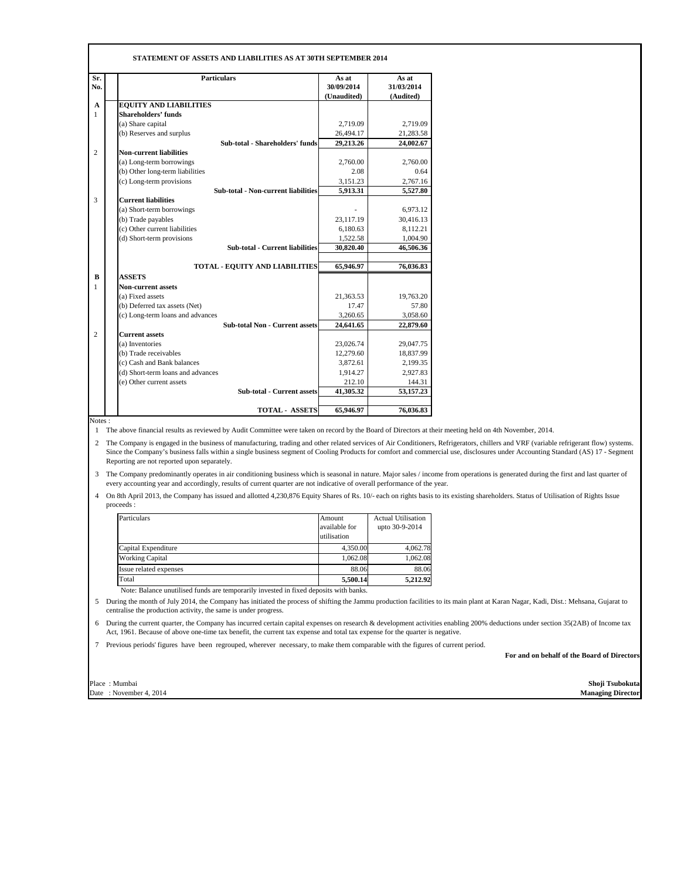## STATEMENT OF ASSETS AND LIABILITIES AS AT 30TH SEPTEMBER 2014

| Sr. No. | Particulars | As at 30/09/2014 (Unaudited) | As at 31/03/2014 (Audited) |
|---|---|---|---|
| **A** | **EQUITY AND LIABILITIES** | | |
| 1 | **Shareholders' funds** | | |
| | (a) Share capital | 2,719.09 | 2,719.09 |
| | (b) Reserves and surplus | 26,494.17 | 21,283.58 |
| | **Sub-total - Shareholders' funds** | **29,213.26** | **24,002.67** |
| 2 | **Non-current liabilities** | | |
| | (a) Long-term borrowings | 2,760.00 | 2,760.00 |
| | (b) Other long-term liabilities | 2.08 | 0.64 |
| | (c) Long-term provisions | 3,151.23 | 2,767.16 |
| | **Sub-total - Non-current liabilities** | **5,913.31** | **5,527.80** |
| 3 | **Current liabilities** | | |
| | (a) Short-term borrowings | - | 6,973.12 |
| | (b) Trade payables | 23,117.19 | 30,416.13 |
| | (c) Other current liabilities | 6,180.63 | 8,112.21 |
| | (d) Short-term provisions | 1,522.58 | 1,004.90 |
| | **Sub-total - Current liabilities** | **30,820.40** | **46,506.36** |
| | **TOTAL - EQUITY AND LIABILITIES** | **65,946.97** | **76,036.83** |
| **B** | **ASSETS** | | |
| 1 | **Non-current assets** | | |
| | (a) Fixed assets | 21,363.53 | 19,763.20 |
| | (b) Deferred tax assets (Net) | 17.47 | 57.80 |
| | (c) Long-term loans and advances | 3,260.65 | 3,058.60 |
| | **Sub-total Non - Current assets** | **24,641.65** | **22,879.60** |
| 2 | **Current assets** | | |
| | (a) Inventories | 23,026.74 | 29,047.75 |
| | (b) Trade receivables | 12,279.60 | 18,837.99 |
| | (c) Cash and Bank balances | 3,872.61 | 2,199.35 |
| | (d) Short-term loans and advances | 1,914.27 | 2,927.83 |
| | (e) Other current assets | 212.10 | 144.31 |
| | **Sub-total - Current assets** | **41,305.32** | **53,157.23** |
| | **TOTAL - ASSETS** | **65,946.97** | **76,036.83** |

Notes :

1. The above financial results as reviewed by Audit Committee were taken on record by the Board of Directors at their meeting held on 4th November, 2014.

2. The Company is engaged in the business of manufacturing, trading and other related services of Air Conditioners, Refrigerators, chillers and VRF (variable refrigerant flow) systems. Since the Company's business falls within a single business segment of Cooling Products for comfort and commercial use, disclosures under Accounting Standard (AS) 17 - Segment Reporting are not reported upon separately.

3. The Company predominantly operates in air conditioning business which is seasonal in nature. Major sales / income from operations is generated during the first and last quarter of every accounting year and accordingly, results of current quarter are not indicative of overall performance of the year.

4. On 8th April 2013, the Company has issued and allotted 4,230,876 Equity Shares of Rs. 10/- each on rights basis to its existing shareholders. Status of Utilisation of Rights Issue proceeds :

| Particulars | Amount available for utilisation | Actual Utilisation upto 30-9-2014 |
|---|---|---|
| Capital Expenditure | 4,350.00 | 4,062.78 |
| Working Capital | 1,062.08 | 1,062.08 |
| Issue related expenses | 88.06 | 88.06 |
| Total | **5,500.14** | **5,212.92** |

Note: Balance unutilised funds are temporarily invested in fixed deposits with banks.

5. During the month of July 2014, the Company has initiated the process of shifting the Jammu production facilities to its main plant at Karan Nagar, Kadi, Dist.: Mehsana, Gujarat to centralise the production activity, the same is under progress.

6. During the current quarter, the Company has incurred certain capital expenses on research & development activities enabling 200% deductions under section 35(2AB) of Income tax Act, 1961. Because of above one-time tax benefit, the current tax expense and total tax expense for the quarter is negative.

7. Previous periods' figures have been regrouped, wherever necessary, to make them comparable with the figures of current period.

**For and on behalf of the Board of Directors**

Place : Mumbai
Date : November 4, 2014

**Shoji Tsubokuta**
**Managing Director**